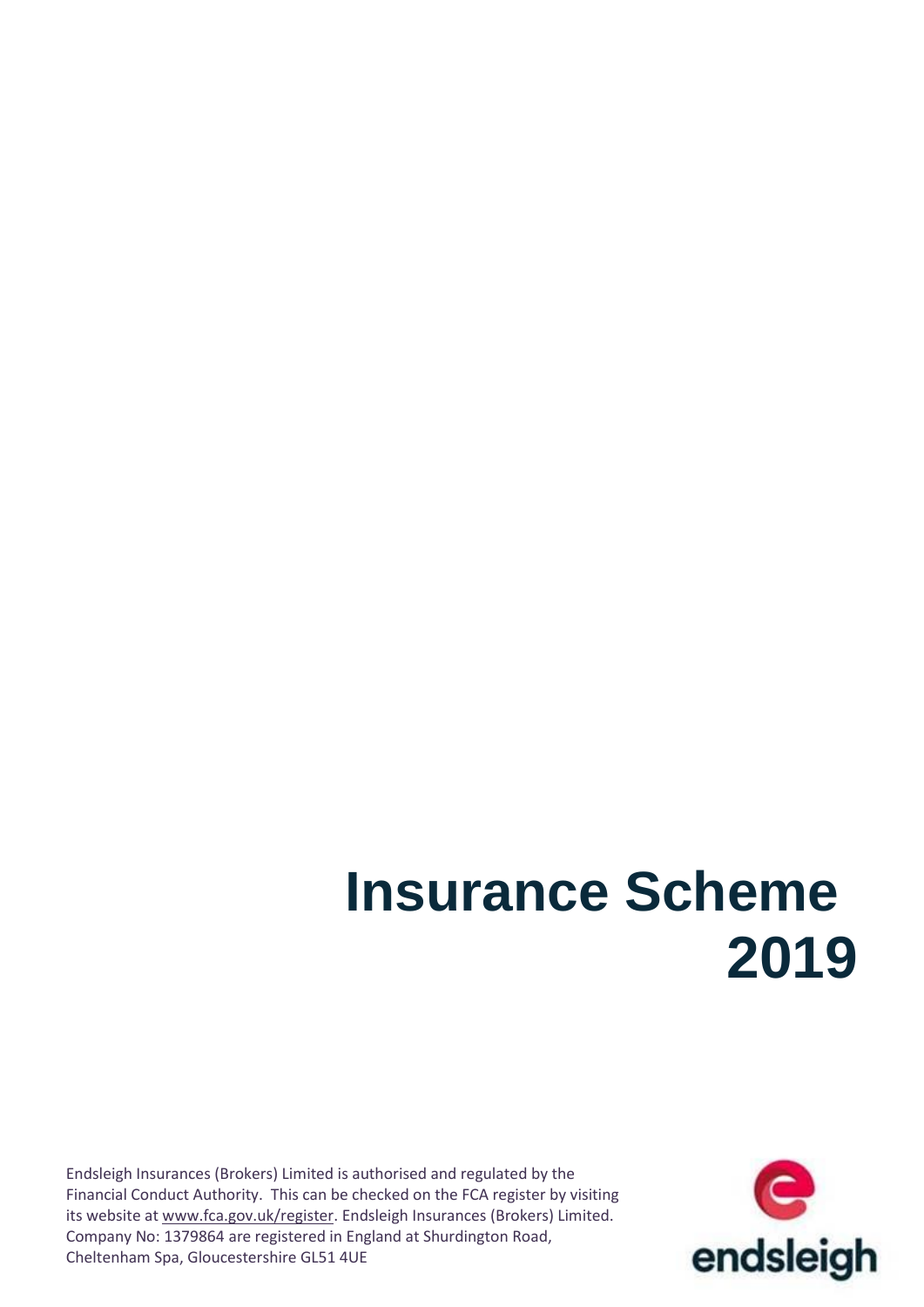# Insurance Scheme 2019

Endsleigh Insurances (Brokers) Limited is authorised and regulated by the Financial Conduct Authority. This can be checked on the FCA register by visiting its website at www.fca.gov.uk/register. Endsleigh Insurances (Brokers) Limited. Company No: 1379864 are registered in England at Shurdington Road, Cheltenham Spa, Gloucestershire GL51 4UE

endsleigh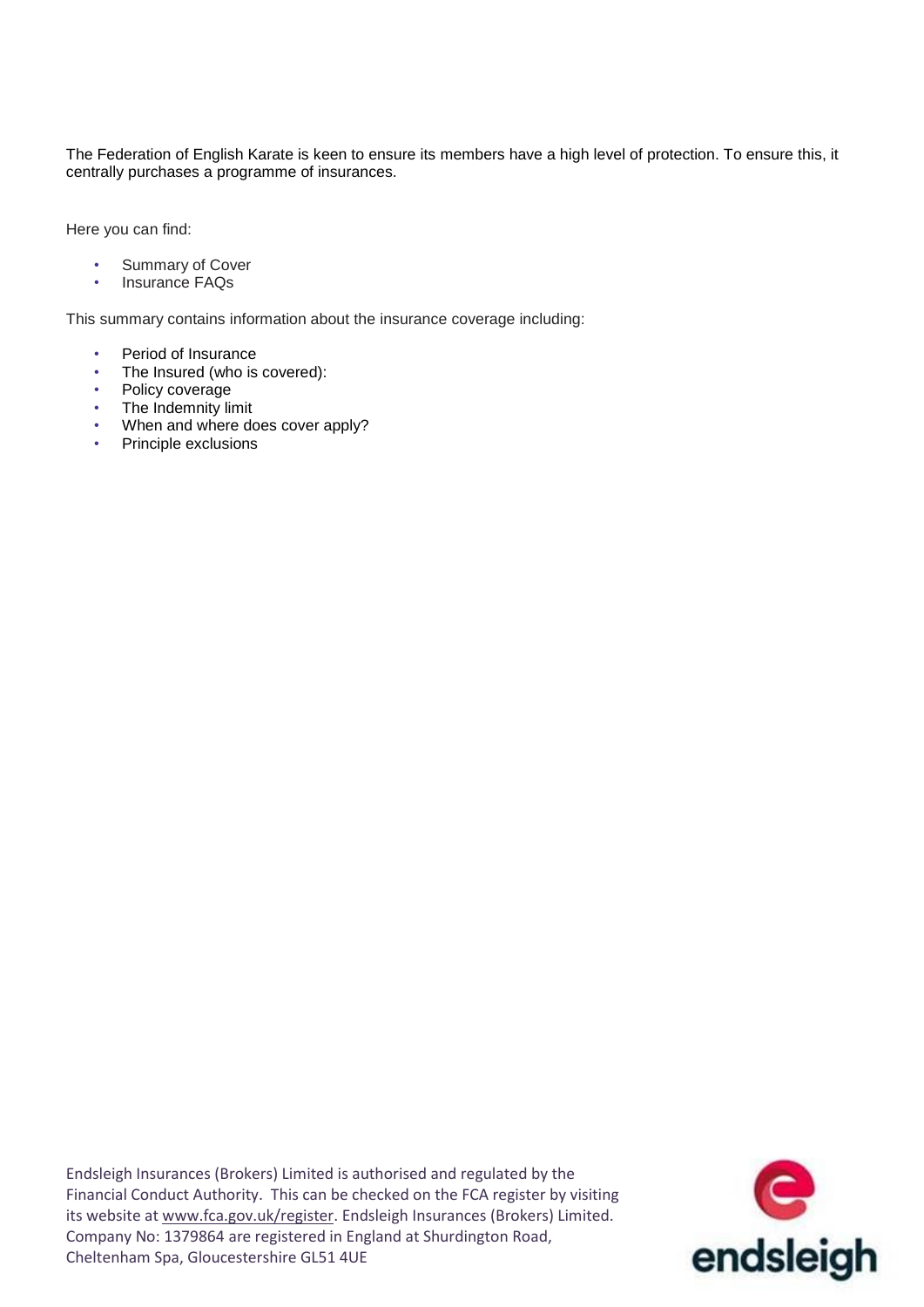The Federation of English Karate is keen to ensure its members have a high level of protection. To ensure this, it centrally purchases a programme of insurances.

Here you can find:

- Summary of Cover
- Insurance FAQs

This summary contains information about the insurance coverage including:

- Period of Insurance
- The Insured (who is covered):
- Policy coverage
- The Indemnity limit
- When and where does cover apply?
- Principle exclusions

Endsleigh Insurances (Brokers) Limited is authorised and regulated by the Financial Conduct Authority. This can be checked on the FCA register by visiting its website at www.fca.gov.uk/register. Endsleigh Insurances (Brokers) Limited. Company No: 1379864 are registered in England at Shurdington Road, Cheltenham Spa, Gloucestershire GL51 4UE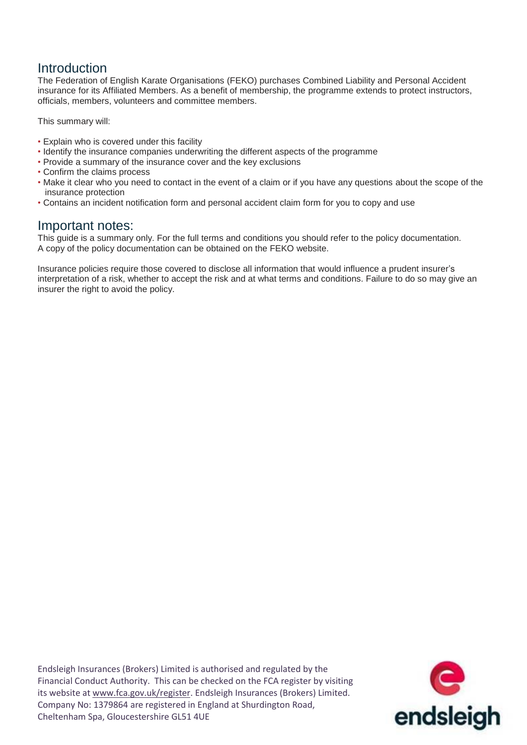## Introduction

The Federation of English Karate Organisations (FEKO) purchases Combined Liability and Personal Accident insurance for its Affiliated Members. As a benefit of membership, the programme extends to protect instructors, officials, members, volunteers and committee members.

This summary will:

- Explain who is covered under this facility
- Identify the insurance companies underwriting the different aspects of the programme
- Provide a summary of the insurance cover and the key exclusions
- Confirm the claims process
- Make it clear who you need to contact in the event of a claim or if you have any questions about the scope of the insurance protection
- Contains an incident notification form and personal accident claim form for you to copy and use

## Important notes:

This guide is a summary only. For the full terms and conditions you should refer to the policy documentation. A copy of the policy documentation can be obtained on the FEKO website.

Insurance policies require those covered to disclose all information that would influence a prudent insurer's interpretation of a risk, whether to accept the risk and at what terms and conditions. Failure to do so may give an insurer the right to avoid the policy.

Endsleigh Insurances (Brokers) Limited is authorised and regulated by the Financial Conduct Authority. This can be checked on the FCA register by visiting its website at www.fca.gov.uk/register. Endsleigh Insurances (Brokers) Limited. Company No: 1379864 are registered in England at Shurdington Road, Cheltenham Spa, Gloucestershire GL51 4UE

endsleigh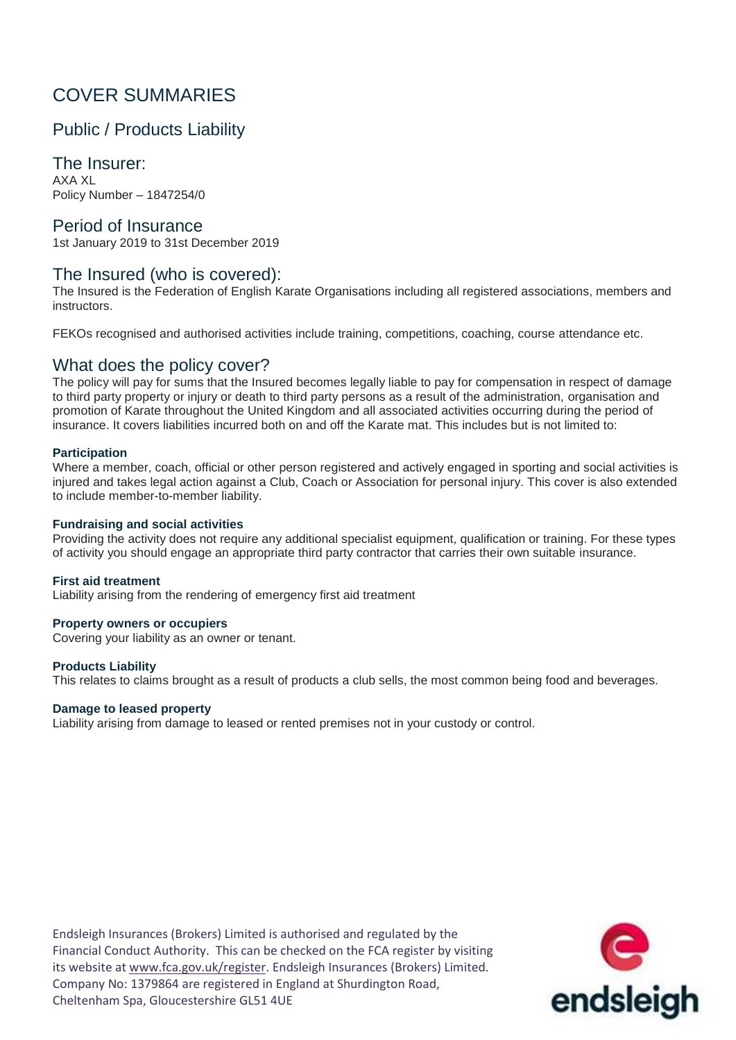# COVER SUMMARIES

## Public / Products Liability

## The Insurer:

AXA XL
Policy Number – 1847254/0

## Period of Insurance

1st January 2019 to 31st December 2019

## The Insured (who is covered):

The Insured is the Federation of English Karate Organisations including all registered associations, members and instructors.

FEKOs recognised and authorised activities include training, competitions, coaching, course attendance etc.

## What does the policy cover?

The policy will pay for sums that the Insured becomes legally liable to pay for compensation in respect of damage to third party property or injury or death to third party persons as a result of the administration, organisation and promotion of Karate throughout the United Kingdom and all associated activities occurring during the period of insurance. It covers liabilities incurred both on and off the Karate mat. This includes but is not limited to:

**Participation**
Where a member, coach, official or other person registered and actively engaged in sporting and social activities is injured and takes legal action against a Club, Coach or Association for personal injury. This cover is also extended to include member-to-member liability.

**Fundraising and social activities**
Providing the activity does not require any additional specialist equipment, qualification or training. For these types of activity you should engage an appropriate third party contractor that carries their own suitable insurance.

**First aid treatment**
Liability arising from the rendering of emergency first aid treatment

**Property owners or occupiers**
Covering your liability as an owner or tenant.

**Products Liability**
This relates to claims brought as a result of products a club sells, the most common being food and beverages.

**Damage to leased property**
Liability arising from damage to leased or rented premises not in your custody or control.

Endsleigh Insurances (Brokers) Limited is authorised and regulated by the Financial Conduct Authority. This can be checked on the FCA register by visiting its website at www.fca.gov.uk/register. Endsleigh Insurances (Brokers) Limited. Company No: 1379864 are registered in England at Shurdington Road, Cheltenham Spa, Gloucestershire GL51 4UE

endsleigh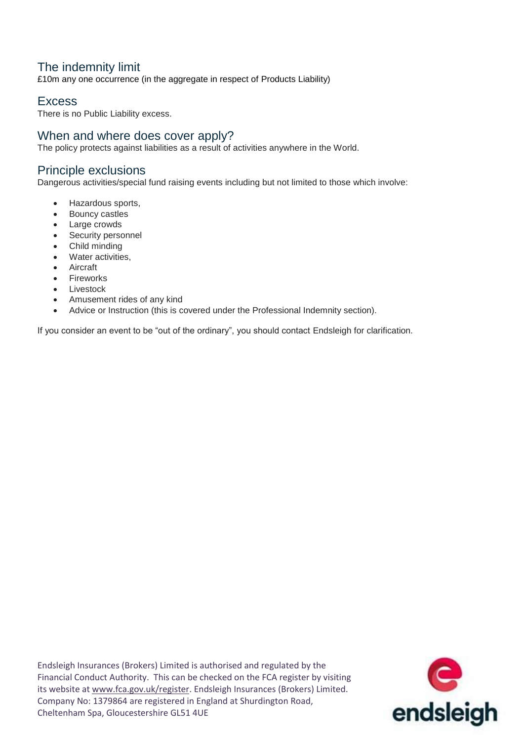## The indemnity limit

£10m any one occurrence (in the aggregate in respect of Products Liability)

## Excess

There is no Public Liability excess.

## When and where does cover apply?

The policy protects against liabilities as a result of activities anywhere in the World.

## Principle exclusions

Dangerous activities/special fund raising events including but not limited to those which involve:

- Hazardous sports,
- Bouncy castles
- Large crowds
- Security personnel
- Child minding
- Water activities,
- Aircraft
- Fireworks
- Livestock
- Amusement rides of any kind
- Advice or Instruction (this is covered under the Professional Indemnity section).

If you consider an event to be "out of the ordinary", you should contact Endsleigh for clarification.

Endsleigh Insurances (Brokers) Limited is authorised and regulated by the Financial Conduct Authority. This can be checked on the FCA register by visiting its website at www.fca.gov.uk/register. Endsleigh Insurances (Brokers) Limited. Company No: 1379864 are registered in England at Shurdington Road, Cheltenham Spa, Gloucestershire GL51 4UE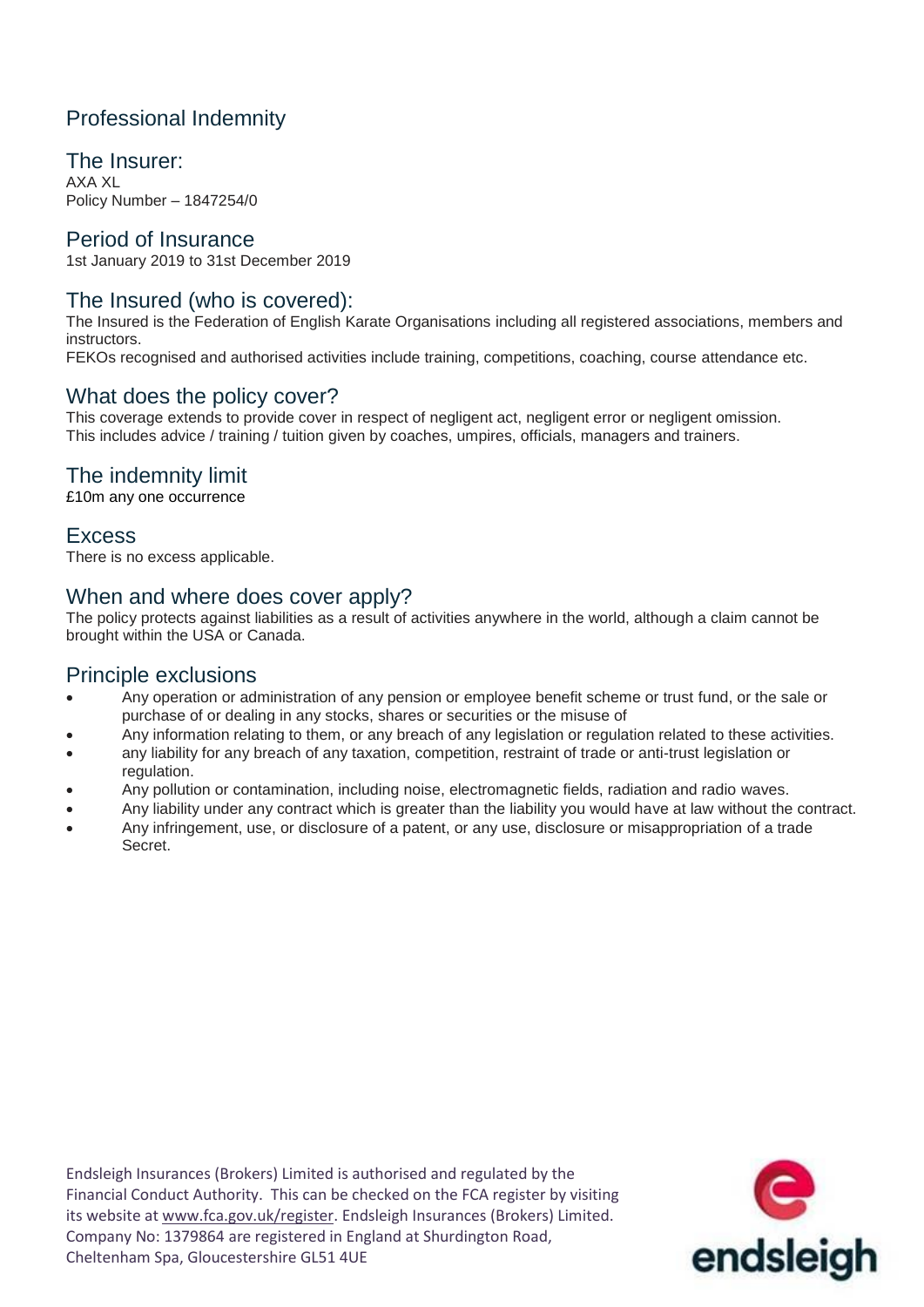# Professional Indemnity

## The Insurer:

AXA XL
Policy Number – 1847254/0

## Period of Insurance

1st January 2019 to 31st December 2019

## The Insured (who is covered):

The Insured is the Federation of English Karate Organisations including all registered associations, members and instructors.
FEKOs recognised and authorised activities include training, competitions, coaching, course attendance etc.

## What does the policy cover?

This coverage extends to provide cover in respect of negligent act, negligent error or negligent omission.
This includes advice / training / tuition given by coaches, umpires, officials, managers and trainers.

## The indemnity limit

£10m any one occurrence

## Excess

There is no excess applicable.

## When and where does cover apply?

The policy protects against liabilities as a result of activities anywhere in the world, although a claim cannot be brought within the USA or Canada.

## Principle exclusions

- Any operation or administration of any pension or employee benefit scheme or trust fund, or the sale or purchase of or dealing in any stocks, shares or securities or the misuse of
- Any information relating to them, or any breach of any legislation or regulation related to these activities.
- any liability for any breach of any taxation, competition, restraint of trade or anti-trust legislation or regulation.
- Any pollution or contamination, including noise, electromagnetic fields, radiation and radio waves.
- Any liability under any contract which is greater than the liability you would have at law without the contract.
- Any infringement, use, or disclosure of a patent, or any use, disclosure or misappropriation of a trade Secret.

Endsleigh Insurances (Brokers) Limited is authorised and regulated by the Financial Conduct Authority. This can be checked on the FCA register by visiting its website at www.fca.gov.uk/register. Endsleigh Insurances (Brokers) Limited. Company No: 1379864 are registered in England at Shurdington Road, Cheltenham Spa, Gloucestershire GL51 4UE

endsleigh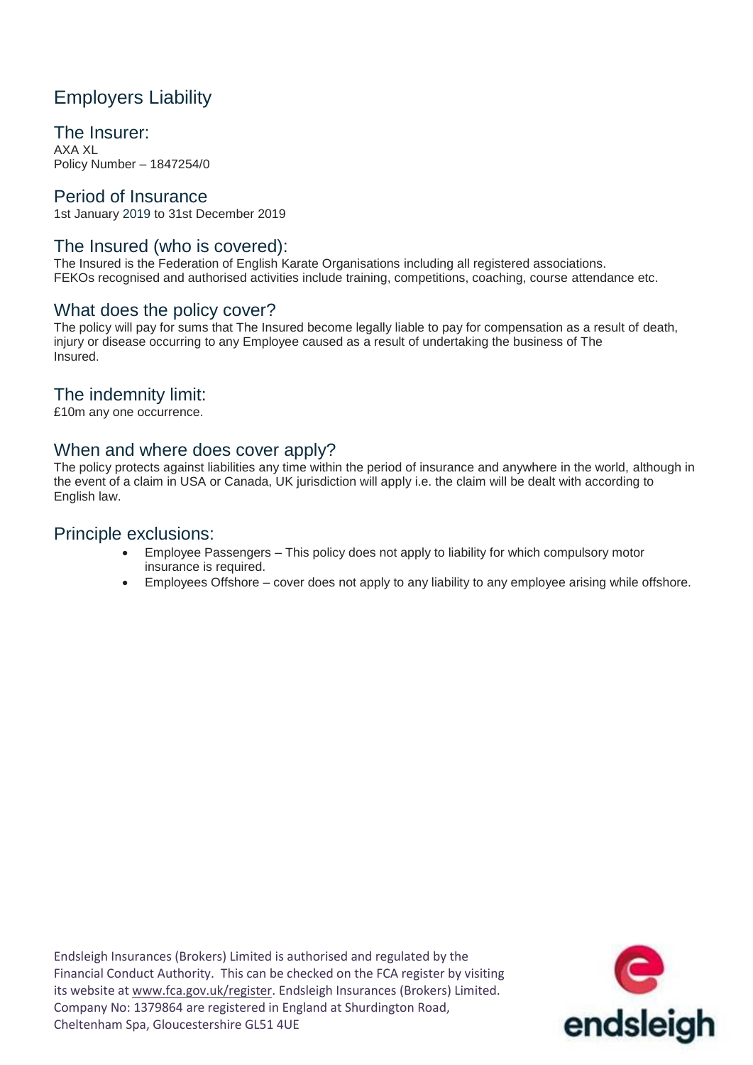# Employers Liability

## The Insurer:

AXA XL
Policy Number – 1847254/0

## Period of Insurance

1st January 2019 to 31st December 2019

## The Insured (who is covered):

The Insured is the Federation of English Karate Organisations including all registered associations.
FEKOs recognised and authorised activities include training, competitions, coaching, course attendance etc.

## What does the policy cover?

The policy will pay for sums that The Insured become legally liable to pay for compensation as a result of death, injury or disease occurring to any Employee caused as a result of undertaking the business of The Insured.

## The indemnity limit:

£10m any one occurrence.

## When and where does cover apply?

The policy protects against liabilities any time within the period of insurance and anywhere in the world, although in the event of a claim in USA or Canada, UK jurisdiction will apply i.e. the claim will be dealt with according to English law.

## Principle exclusions:

- Employee Passengers – This policy does not apply to liability for which compulsory motor insurance is required.
- Employees Offshore – cover does not apply to any liability to any employee arising while offshore.

Endsleigh Insurances (Brokers) Limited is authorised and regulated by the Financial Conduct Authority. This can be checked on the FCA register by visiting its website at www.fca.gov.uk/register. Endsleigh Insurances (Brokers) Limited. Company No: 1379864 are registered in England at Shurdington Road, Cheltenham Spa, Gloucestershire GL51 4UE

endsleigh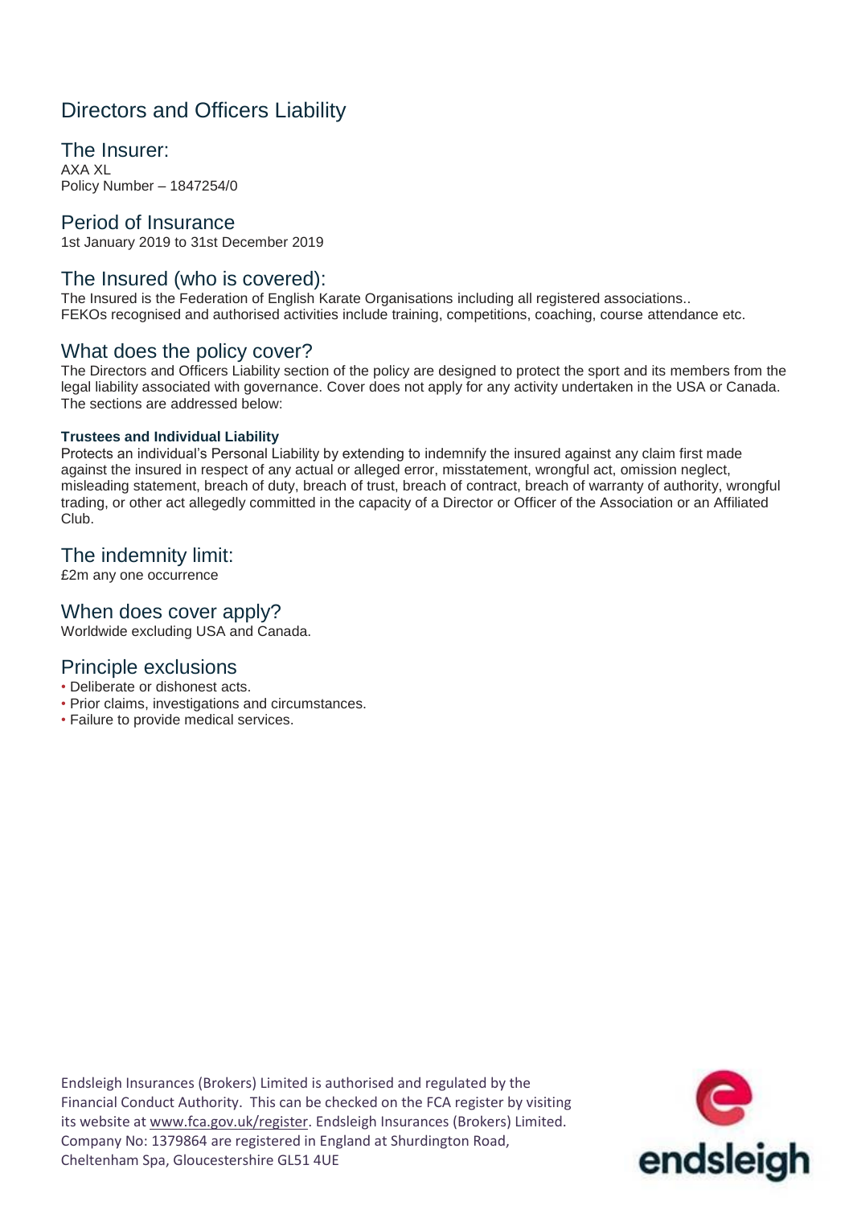# Directors and Officers Liability

## The Insurer:

AXA XL
Policy Number – 1847254/0

## Period of Insurance

1st January 2019 to 31st December 2019

## The Insured (who is covered):

The Insured is the Federation of English Karate Organisations including all registered associations..
FEKOs recognised and authorised activities include training, competitions, coaching, course attendance etc.

## What does the policy cover?

The Directors and Officers Liability section of the policy are designed to protect the sport and its members from the legal liability associated with governance. Cover does not apply for any activity undertaken in the USA or Canada. The sections are addressed below:

**Trustees and Individual Liability**

Protects an individual's Personal Liability by extending to indemnify the insured against any claim first made against the insured in respect of any actual or alleged error, misstatement, wrongful act, omission neglect, misleading statement, breach of duty, breach of trust, breach of contract, breach of warranty of authority, wrongful trading, or other act allegedly committed in the capacity of a Director or Officer of the Association or an Affiliated Club.

## The indemnity limit:

£2m any one occurrence

## When does cover apply?

Worldwide excluding USA and Canada.

## Principle exclusions

- Deliberate or dishonest acts.
- Prior claims, investigations and circumstances.
- Failure to provide medical services.

Endsleigh Insurances (Brokers) Limited is authorised and regulated by the Financial Conduct Authority. This can be checked on the FCA register by visiting its website at www.fca.gov.uk/register. Endsleigh Insurances (Brokers) Limited. Company No: 1379864 are registered in England at Shurdington Road, Cheltenham Spa, Gloucestershire GL51 4UE

endsleigh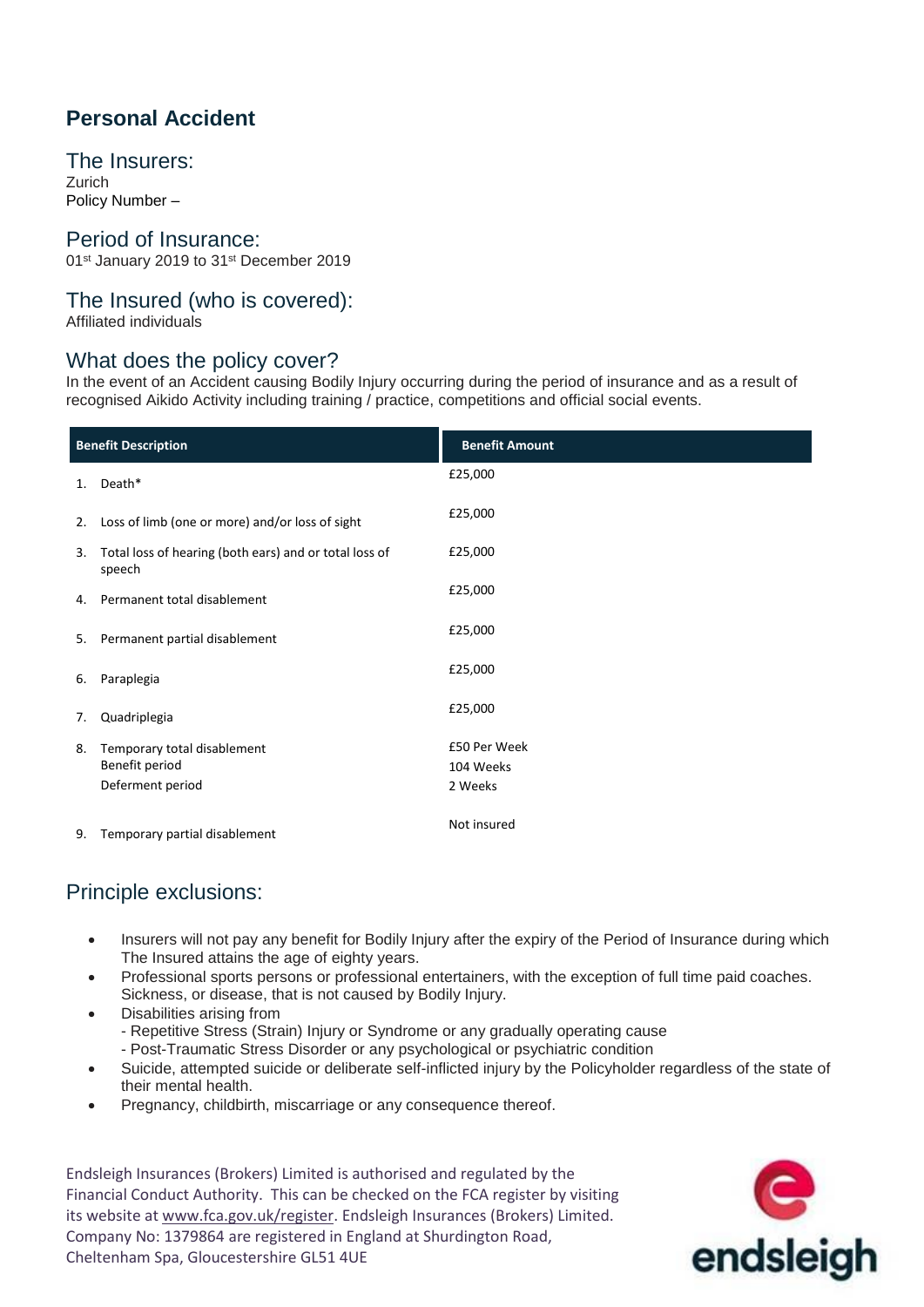# Personal Accident

## The Insurers:

Zurich
Policy Number –

## Period of Insurance:

01st January 2019 to 31st December 2019

## The Insured (who is covered):

Affiliated individuals

## What does the policy cover?

In the event of an Accident causing Bodily Injury occurring during the period of insurance and as a result of recognised Aikido Activity including training / practice, competitions and official social events.

| Benefit Description | Benefit Amount |
|---|---|
| 1. Death* | £25,000 |
| 2. Loss of limb (one or more) and/or loss of sight | £25,000 |
| 3. Total loss of hearing (both ears) and or total loss of speech | £25,000 |
| 4. Permanent total disablement | £25,000 |
| 5. Permanent partial disablement | £25,000 |
| 6. Paraplegia | £25,000 |
| 7. Quadriplegia | £25,000 |
| 8. Temporary total disablement<br>Benefit period<br>Deferment period | £50 Per Week<br>104 Weeks<br>2 Weeks |
| 9. Temporary partial disablement | Not insured |

## Principle exclusions:

- Insurers will not pay any benefit for Bodily Injury after the expiry of the Period of Insurance during which The Insured attains the age of eighty years.
- Professional sports persons or professional entertainers, with the exception of full time paid coaches. Sickness, or disease, that is not caused by Bodily Injury.
- Disabilities arising from
  - Repetitive Stress (Strain) Injury or Syndrome or any gradually operating cause
  - Post-Traumatic Stress Disorder or any psychological or psychiatric condition
- Suicide, attempted suicide or deliberate self-inflicted injury by the Policyholder regardless of the state of their mental health.
- Pregnancy, childbirth, miscarriage or any consequence thereof.

Endsleigh Insurances (Brokers) Limited is authorised and regulated by the Financial Conduct Authority. This can be checked on the FCA register by visiting its website at www.fca.gov.uk/register. Endsleigh Insurances (Brokers) Limited. Company No: 1379864 are registered in England at Shurdington Road, Cheltenham Spa, Gloucestershire GL51 4UE

endsleigh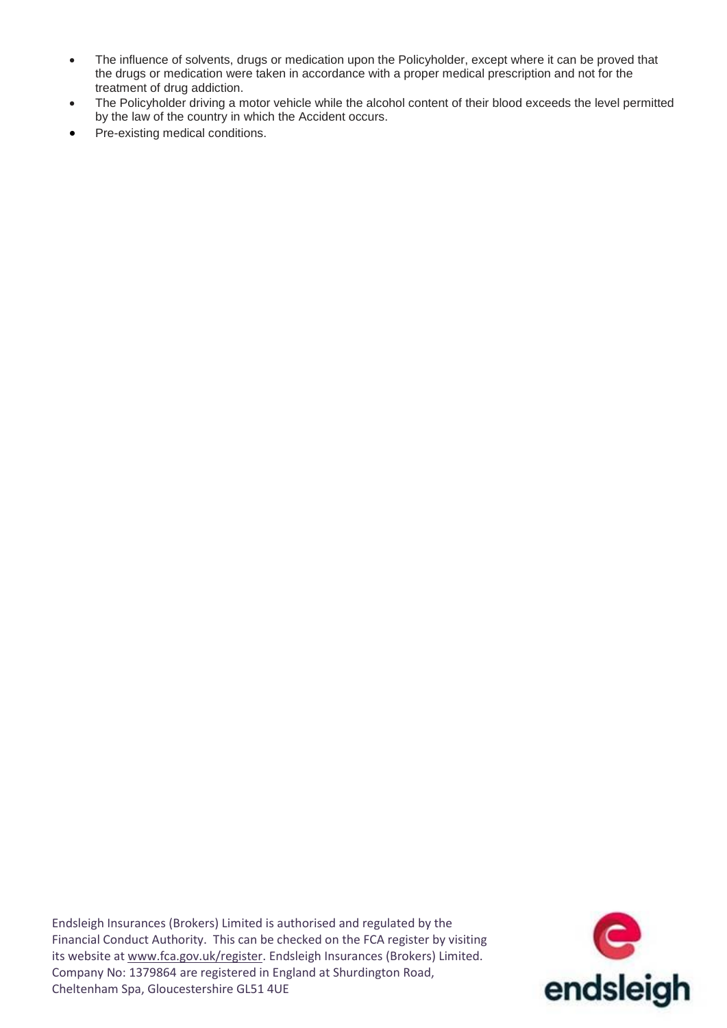- The influence of solvents, drugs or medication upon the Policyholder, except where it can be proved that the drugs or medication were taken in accordance with a proper medical prescription and not for the treatment of drug addiction.
- The Policyholder driving a motor vehicle while the alcohol content of their blood exceeds the level permitted by the law of the country in which the Accident occurs.
- Pre-existing medical conditions.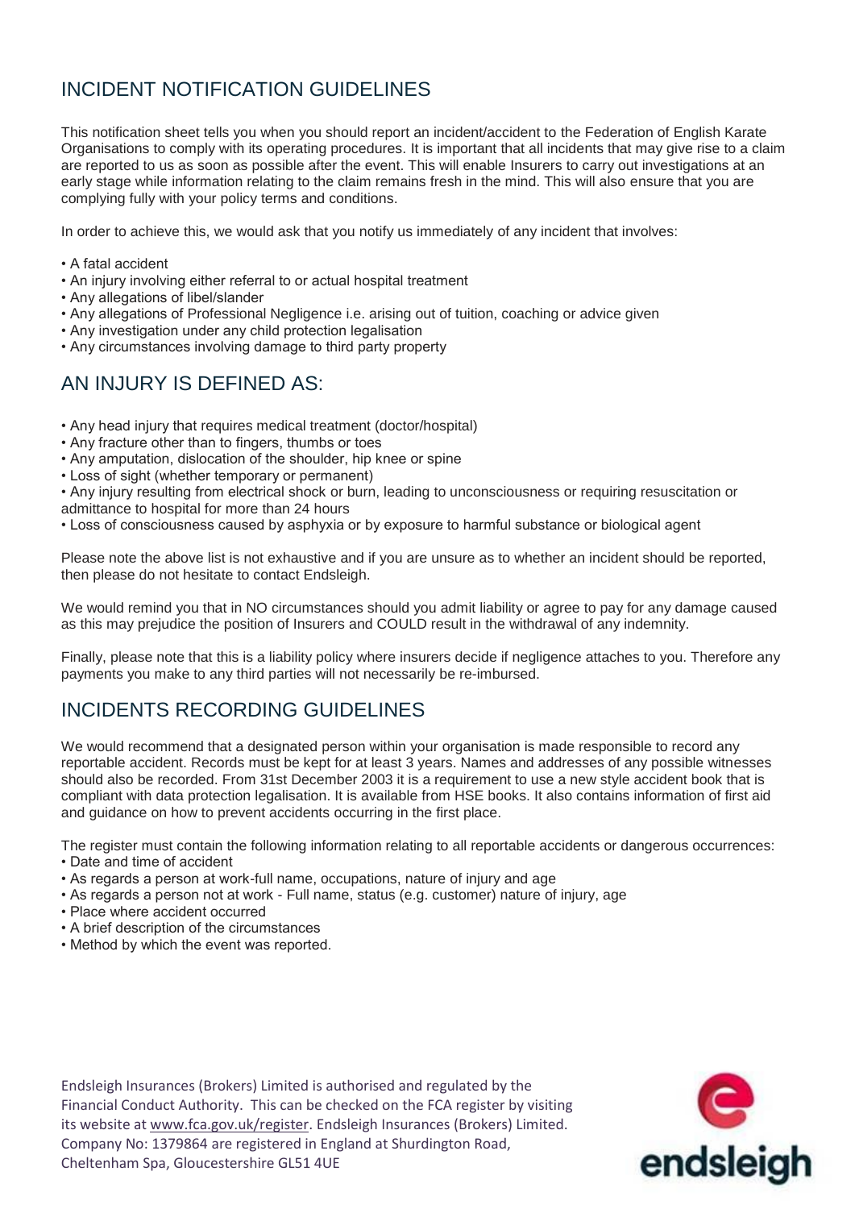## INCIDENT NOTIFICATION GUIDELINES

This notification sheet tells you when you should report an incident/accident to the Federation of English Karate Organisations to comply with its operating procedures. It is important that all incidents that may give rise to a claim are reported to us as soon as possible after the event. This will enable Insurers to carry out investigations at an early stage while information relating to the claim remains fresh in the mind. This will also ensure that you are complying fully with your policy terms and conditions.

In order to achieve this, we would ask that you notify us immediately of any incident that involves:

- A fatal accident
- An injury involving either referral to or actual hospital treatment
- Any allegations of libel/slander
- Any allegations of Professional Negligence i.e. arising out of tuition, coaching or advice given
- Any investigation under any child protection legalisation
- Any circumstances involving damage to third party property

## AN INJURY IS DEFINED AS:

- Any head injury that requires medical treatment (doctor/hospital)
- Any fracture other than to fingers, thumbs or toes
- Any amputation, dislocation of the shoulder, hip knee or spine
- Loss of sight (whether temporary or permanent)
- Any injury resulting from electrical shock or burn, leading to unconsciousness or requiring resuscitation or admittance to hospital for more than 24 hours
- Loss of consciousness caused by asphyxia or by exposure to harmful substance or biological agent

Please note the above list is not exhaustive and if you are unsure as to whether an incident should be reported, then please do not hesitate to contact Endsleigh.

We would remind you that in NO circumstances should you admit liability or agree to pay for any damage caused as this may prejudice the position of Insurers and COULD result in the withdrawal of any indemnity.

Finally, please note that this is a liability policy where insurers decide if negligence attaches to you. Therefore any payments you make to any third parties will not necessarily be re-imbursed.

## INCIDENTS RECORDING GUIDELINES

We would recommend that a designated person within your organisation is made responsible to record any reportable accident. Records must be kept for at least 3 years. Names and addresses of any possible witnesses should also be recorded. From 31st December 2003 it is a requirement to use a new style accident book that is compliant with data protection legalisation. It is available from HSE books. It also contains information of first aid and guidance on how to prevent accidents occurring in the first place.

The register must contain the following information relating to all reportable accidents or dangerous occurrences:

- Date and time of accident
- As regards a person at work-full name, occupations, nature of injury and age
- As regards a person not at work - Full name, status (e.g. customer) nature of injury, age
- Place where accident occurred
- A brief description of the circumstances
- Method by which the event was reported.

Endsleigh Insurances (Brokers) Limited is authorised and regulated by the Financial Conduct Authority. This can be checked on the FCA register by visiting its website at www.fca.gov.uk/register. Endsleigh Insurances (Brokers) Limited. Company No: 1379864 are registered in England at Shurdington Road, Cheltenham Spa, Gloucestershire GL51 4UE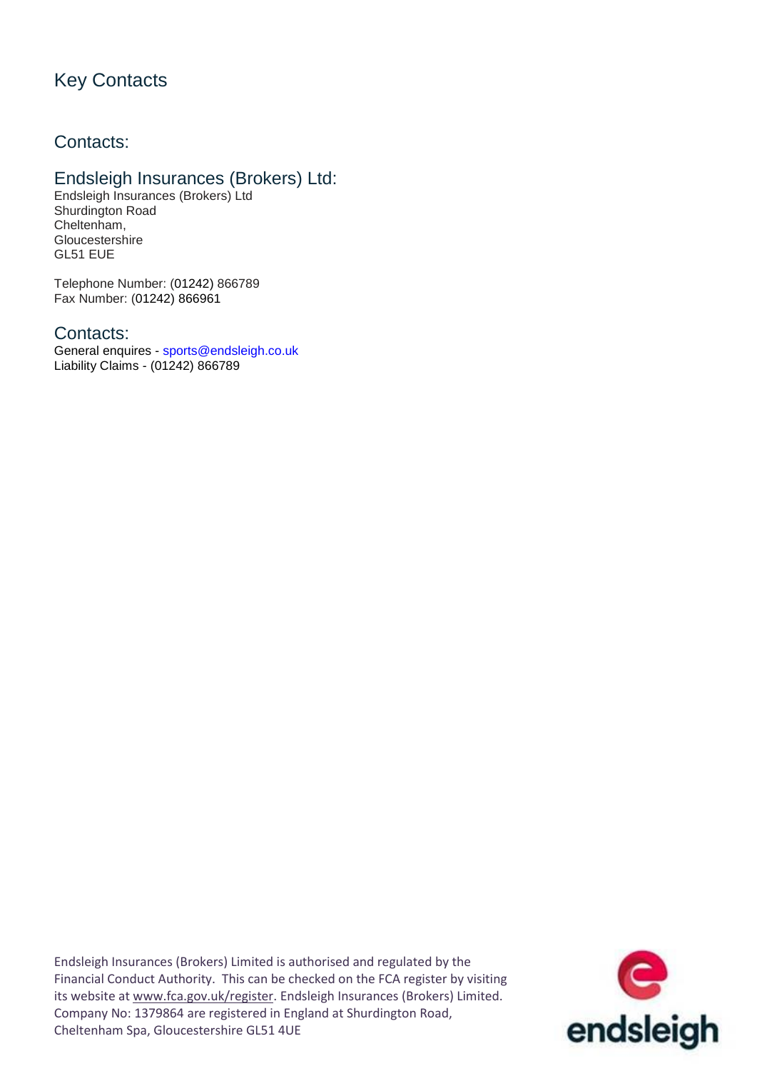# Key Contacts

## Contacts:

## Endsleigh Insurances (Brokers) Ltd:

Endsleigh Insurances (Brokers) Ltd
Shurdington Road
Cheltenham,
Gloucestershire
GL51 EUE

Telephone Number: (01242) 866789
Fax Number: (01242) 866961

## Contacts:

General enquires - sports@endsleigh.co.uk
Liability Claims - (01242) 866789

Endsleigh Insurances (Brokers) Limited is authorised and regulated by the Financial Conduct Authority. This can be checked on the FCA register by visiting its website at www.fca.gov.uk/register. Endsleigh Insurances (Brokers) Limited. Company No: 1379864 are registered in England at Shurdington Road, Cheltenham Spa, Gloucestershire GL51 4UE

endsleigh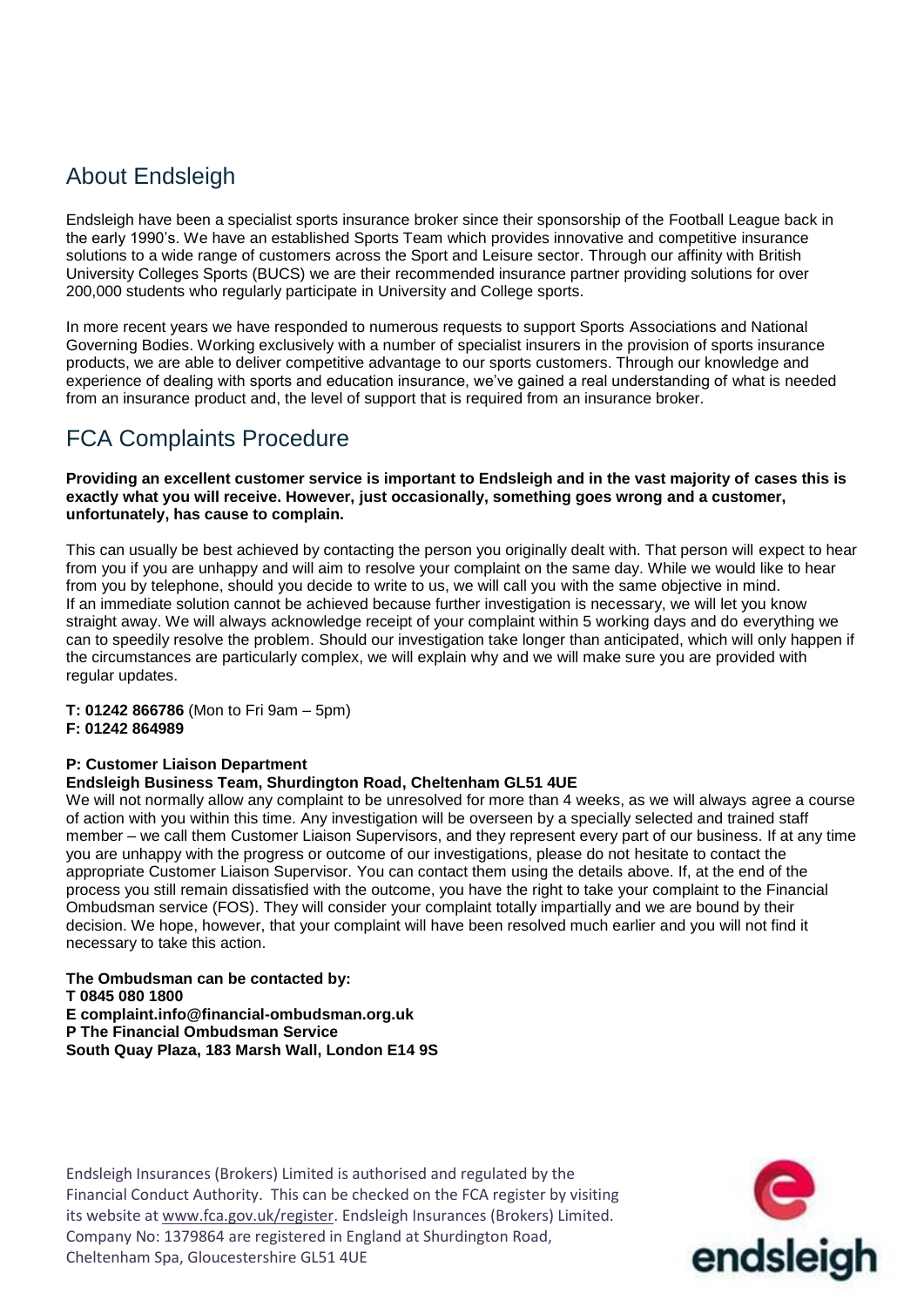## About Endsleigh

Endsleigh have been a specialist sports insurance broker since their sponsorship of the Football League back in the early 1990's. We have an established Sports Team which provides innovative and competitive insurance solutions to a wide range of customers across the Sport and Leisure sector. Through our affinity with British University Colleges Sports (BUCS) we are their recommended insurance partner providing solutions for over 200,000 students who regularly participate in University and College sports.

In more recent years we have responded to numerous requests to support Sports Associations and National Governing Bodies. Working exclusively with a number of specialist insurers in the provision of sports insurance products, we are able to deliver competitive advantage to our sports customers. Through our knowledge and experience of dealing with sports and education insurance, we've gained a real understanding of what is needed from an insurance product and, the level of support that is required from an insurance broker.

## FCA Complaints Procedure

**Providing an excellent customer service is important to Endsleigh and in the vast majority of cases this is exactly what you will receive. However, just occasionally, something goes wrong and a customer, unfortunately, has cause to complain.**

This can usually be best achieved by contacting the person you originally dealt with. That person will expect to hear from you if you are unhappy and will aim to resolve your complaint on the same day. While we would like to hear from you by telephone, should you decide to write to us, we will call you with the same objective in mind. If an immediate solution cannot be achieved because further investigation is necessary, we will let you know straight away. We will always acknowledge receipt of your complaint within 5 working days and do everything we can to speedily resolve the problem. Should our investigation take longer than anticipated, which will only happen if the circumstances are particularly complex, we will explain why and we will make sure you are provided with regular updates.

**T: 01242 866786** (Mon to Fri 9am – 5pm)
**F: 01242 864989**

**P: Customer Liaison Department**
**Endsleigh Business Team, Shurdington Road, Cheltenham GL51 4UE**

We will not normally allow any complaint to be unresolved for more than 4 weeks, as we will always agree a course of action with you within this time. Any investigation will be overseen by a specially selected and trained staff member – we call them Customer Liaison Supervisors, and they represent every part of our business. If at any time you are unhappy with the progress or outcome of our investigations, please do not hesitate to contact the appropriate Customer Liaison Supervisor. You can contact them using the details above. If, at the end of the process you still remain dissatisfied with the outcome, you have the right to take your complaint to the Financial Ombudsman service (FOS). They will consider your complaint totally impartially and we are bound by their decision. We hope, however, that your complaint will have been resolved much earlier and you will not find it necessary to take this action.

**The Ombudsman can be contacted by:**
**T 0845 080 1800**
**E complaint.info@financial-ombudsman.org.uk**
**P The Financial Ombudsman Service**
**South Quay Plaza, 183 Marsh Wall, London E14 9S**

Endsleigh Insurances (Brokers) Limited is authorised and regulated by the Financial Conduct Authority. This can be checked on the FCA register by visiting its website at www.fca.gov.uk/register. Endsleigh Insurances (Brokers) Limited. Company No: 1379864 are registered in England at Shurdington Road, Cheltenham Spa, Gloucestershire GL51 4UE

endsleigh